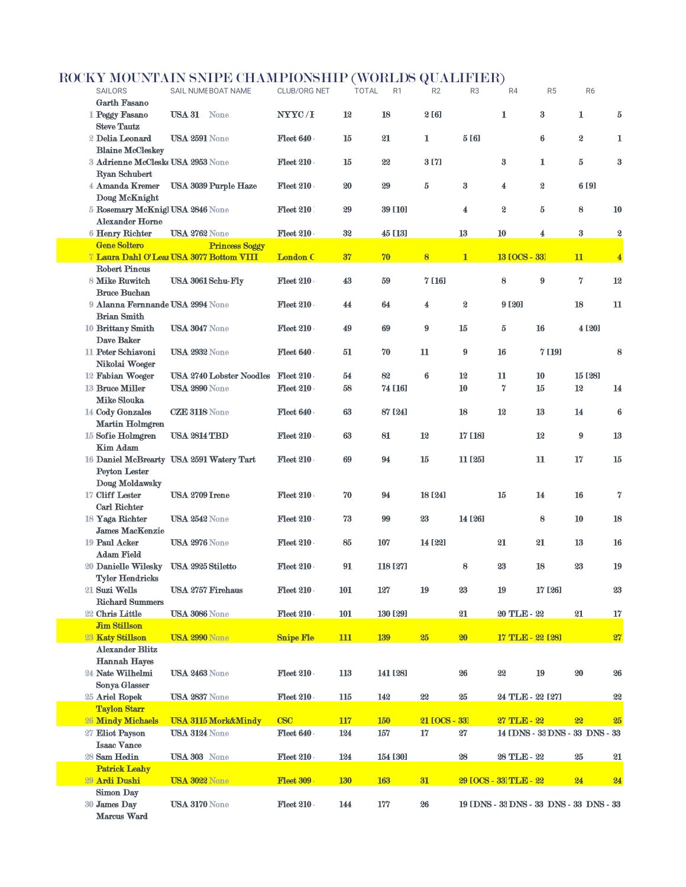# ROCKY MOUNTAIN SNIPE CHAMPIONSHIP (WORLDS QUALIFIER)

| | SAILORS | SAIL NUMBER | BOAT NAME | CLUB/ORG | NET | TOTAL | R1 | R2 | R3 | R4 | R5 | R6 |
|---|---|---|---|---|---|---|---|---|---|---|---|---|
| 1 | Garth Fasano / Peggy Fasano | USA 31 | None | NYYC / I | 12 | 18 | 2 | [6] | 1 | 3 | 1 | 5 |
| 2 | Steve Tautz / Delia Leonard | USA 2591 | None | Fleet 640 | 15 | 21 | 1 | 5 | [6] | 6 | 2 | 1 |
| 3 | Blaine McCleskey / Adrienne McCleske | USA 2953 | None | Fleet 210 | 15 | 22 | 3 | [7] | 3 | 1 | 5 | 3 |
| 4 | Ryan Schubert / Amanda Kremer | USA 3039 | Purple Haze | Fleet 210 | 20 | 29 | 5 | 3 | 4 | 2 | 6 | [9] |
| 5 | Doug McKnight / Rosemary McKnigl | USA 2846 | None | Fleet 210 | 29 | 39 | [10] | 4 | 2 | 5 | 8 | 10 |
| 6 | Alexander Horne / Henry Richter | USA 2762 | None | Fleet 210 | 32 | 45 | [13] | 13 | 10 | 4 | 3 | 2 |
| 7 | Gene Soltero / Laura Dahl O'Lea | USA 3077 | Princess Soggy Bottom VIII | London C | 37 | 70 | 8 | 1 | 13 | [OCS - 33] | 11 | 4 |
| 8 | Robert Pincus / Mike Ruwitch | USA 3061 | Schu-Fly | Fleet 210 | 43 | 59 | 7 | [16] | 8 | 9 | 7 | 12 |
| 9 | Bruce Buchan / Alanna Fernnande | USA 2994 | None | Fleet 210 | 44 | 64 | 4 | 2 | 9 | [20] | 18 | 11 |
| 10 | Brian Smith / Brittany Smith | USA 3047 | None | Fleet 210 | 49 | 69 | 9 | 15 | 5 | 16 | 4 | [20] |
| 11 | Dave Baker / Peter Schiavoni | USA 2932 | None | Fleet 640 | 51 | 70 | 11 | 9 | 16 | 7 | [19] | 8 |
| 12 | Nikolai Woeger / Fabian Woeger | USA 2740 | Lobster Noodles | Fleet 210 | 54 | 82 | 6 | 12 | 11 | 10 | 15 | [28] |
| 13 | Bruce Miller | USA 2890 | None | Fleet 210 | 58 | 74 | [16] | 10 | 7 | 15 | 12 | 14 |
| 14 | Mike Slouka / Cody Gonzales | CZE 3118 | None | Fleet 640 | 63 | 87 | [24] | 18 | 12 | 13 | 14 | 6 |
| 15 | Martin Holmgren / Sofie Holmgren | USA 2814 | TBD | Fleet 210 | 63 | 81 | 12 | 17 | [18] | 12 | 9 | 13 |
| 16 | Kim Adam / Daniel McBrearty | USA 2591 | Watery Tart | Fleet 210 | 69 | 94 | 15 | 11 | [25] | 11 | 17 | 15 |
| 17 | Peyton Lester / Doug Moldawsky / Cliff Lester | USA 2709 | Irene | Fleet 210 | 70 | 94 | 18 | [24] | 15 | 14 | 16 | 7 |
| 18 | Carl Richter / Yaga Richter | USA 2542 | None | Fleet 210 | 73 | 99 | 23 | 14 | [26] | 8 | 10 | 18 |
| 19 | James MacKenzie / Paul Acker | USA 2976 | None | Fleet 210 | 85 | 107 | 14 | [22] | 21 | 21 | 13 | 16 |
| 20 | Adam Field / Danielle Wilesky | USA 2925 | Stiletto | Fleet 210 | 91 | 118 | [27] | 8 | 23 | 18 | 23 | 19 |
| 21 | Tyler Hendricks / Suzi Wells | USA 2757 | Firehaus | Fleet 210 | 101 | 127 | 19 | 23 | 19 | 17 | [26] | 23 |
| 22 | Richard Summers / Chris Little | USA 3086 | None | Fleet 210 | 101 | 130 | [29] | 21 | 20 | TLE - 22 | 21 | 17 |
| 23 | Jim Stillson / Katy Stillson | USA 2990 | None | Snipe Fle | 111 | 139 | 25 | 20 | 17 | TLE - 22 | [28] | 27 |
| 24 | Alexander Blitz / Hannah Hayes / Nate Wilhelmi | USA 2463 | None | Fleet 210 | 113 | 141 | [28] | 26 | 22 | 19 | 20 | 26 |
| 25 | Sonya Glasser / Ariel Ropek | USA 2837 | None | Fleet 210 | 115 | 142 | 22 | 25 | 24 | TLE - 22 | [27] | 22 |
| 26 | Taylon Starr / Mindy Michaels | USA 3115 | Mork&Mindy | CSC | 117 | 150 | 21 | [OCS - 33] | 27 | TLE - 22 | 22 | 25 |
| 27 | Eliot Payson | USA 3124 | None | Fleet 640 | 124 | 157 | 17 | 27 | 14 | [DNS - 33] | DNS - 33 | DNS - 33 |
| 28 | Isaac Vance / Sam Hedin | USA 303 | None | Fleet 210 | 124 | 154 | [30] | 28 | 28 | TLE - 22 | 25 | 21 |
| 29 | Patrick Leahy / Ardi Dushi | USA 3022 | None | Fleet 309 | 130 | 163 | 31 | 29 | [OCS - 33] | TLE - 22 | 24 | 24 |
| 30 | Simon Day / James Day | USA 3170 | None | Fleet 210 | 144 | 177 | 26 | 19 | [DNS - 33] | DNS - 33 | DNS - 33 | DNS - 33 |
| | Marcus Ward | | | | | | | | | | | |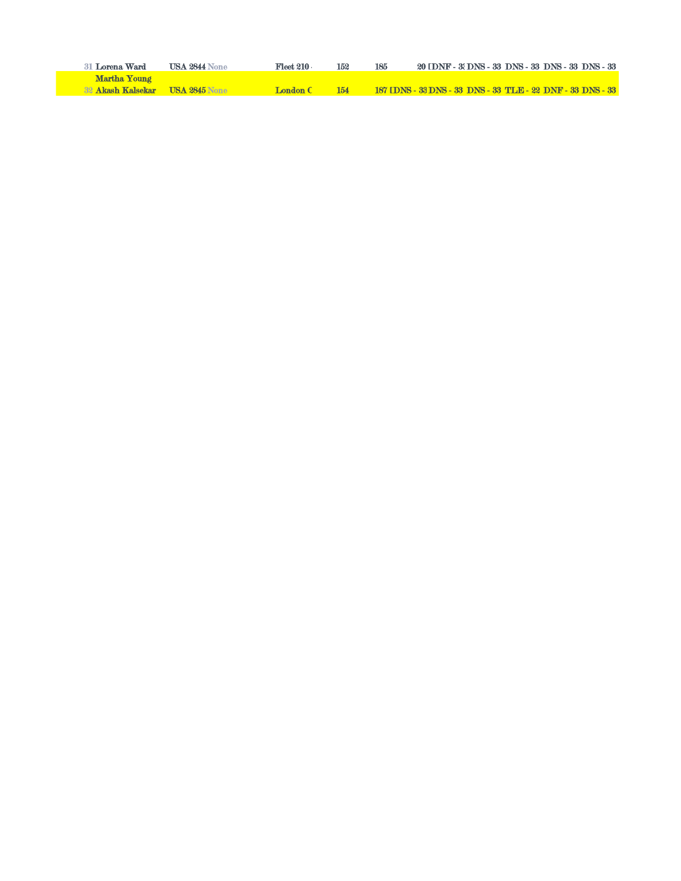| | | | | | | | | | | | | | |
|---|---|---|---|---|---|---|---|---|---|---|---|---|---|
| 31 | Lorena Ward | USA 2844 | None | Fleet 210 · | 152 | 185 | 20 [DNF - 3! | DNS - 33 | DNS - 33 | DNS - 33 | DNS - 33 | | |
| | Martha Young | | | | | | | | | | | | |
| 32 | Akash Kalsekar | USA 2845 | None | London C | 154 | 187 [DNS - 33 | DNS - 33 | DNS - 33 | TLE - 22 | DNF - 33 | DNS - 33 | | |